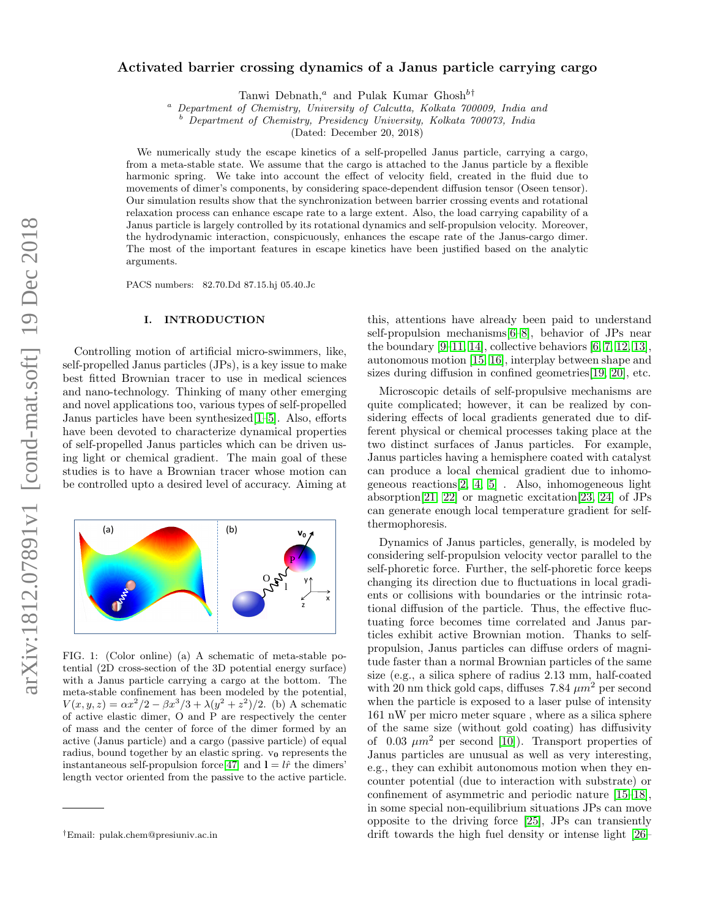# Activated barrier crossing dynamics of a Janus particle carrying cargo

Tanwi Debnath,[a] and Pulak Kumar Ghosh[b†]

[a] *Department of Chemistry, University of Calcutta, Kolkata 700009, India and*
[b] *Department of Chemistry, Presidency University, Kolkata 700073, India*
(Dated: December 20, 2018)

We numerically study the escape kinetics of a self-propelled Janus particle, carrying a cargo, from a meta-stable state. We assume that the cargo is attached to the Janus particle by a flexible harmonic spring. We take into account the effect of velocity field, created in the fluid due to movements of dimer's components, by considering space-dependent diffusion tensor (Oseen tensor). Our simulation results show that the synchronization between barrier crossing events and rotational relaxation process can enhance escape rate to a large extent. Also, the load carrying capability of a Janus particle is largely controlled by its rotational dynamics and self-propulsion velocity. Moreover, the hydrodynamic interaction, conspicuously, enhances the escape rate of the Janus-cargo dimer. The most of the important features in escape kinetics have been justified based on the analytic arguments.

PACS numbers: 82.70.Dd 87.15.hj 05.40.Jc

## I. INTRODUCTION

Controlling motion of artificial micro-swimmers, like, self-propelled Janus particles (JPs), is a key issue to make best fitted Brownian tracer to use in medical sciences and nano-technology. Thinking of many other emerging and novel applications too, various types of self-propelled Janus particles have been synthesized[1–5]. Also, efforts have been devoted to characterize dynamical properties of self-propelled Janus particles which can be driven using light or chemical gradient. The main goal of these studies is to have a Brownian tracer whose motion can be controlled upto a desired level of accuracy. Aiming at this, attentions have already been paid to understand self-propulsion mechanisms[6–8], behavior of JPs near the boundary [9–11, 14], collective behaviors [6, 7, 12, 13], autonomous motion [15, 16], interplay between shape and sizes during diffusion in confined geometries[19, 20], etc.

FIG. 1: (Color online) (a) A schematic of meta-stable potential (2D cross-section of the 3D potential energy surface) with a Janus particle carrying a cargo at the bottom. The meta-stable confinement has been modeled by the potential, $V(x, y, z) = \alpha x^2/2 - \beta x^3/3 + \lambda(y^2 + z^2)/2$. (b) A schematic of active elastic dimer, O and P are respectively the center of mass and the center of force of the dimer formed by an active (Janus particle) and a cargo (passive particle) of equal radius, bound together by an elastic spring. $\mathbf{v_0}$ represents the instantaneous self-propulsion force[47] and $\mathbf{l} = l\hat{r}$ the dimers' length vector oriented from the passive to the active particle.

Microscopic details of self-propulsive mechanisms are quite complicated; however, it can be realized by considering effects of local gradients generated due to different physical or chemical processes taking place at the two distinct surfaces of Janus particles. For example, Janus particles having a hemisphere coated with catalyst can produce a local chemical gradient due to inhomogeneous reactions[2, 4, 5] . Also, inhomogeneous light absorption[21, 22] or magnetic excitation[23, 24] of JPs can generate enough local temperature gradient for self-thermophoresis.

Dynamics of Janus particles, generally, is modeled by considering self-propulsion velocity vector parallel to the self-phoretic force. Further, the self-phoretic force keeps changing its direction due to fluctuations in local gradients or collisions with boundaries or the intrinsic rotational diffusion of the particle. Thus, the effective fluctuating force becomes time correlated and Janus particles exhibit active Brownian motion. Thanks to self-propulsion, Janus particles can diffuse orders of magnitude faster than a normal Brownian particles of the same size (e.g., a silica sphere of radius 2.13 mm, half-coated with 20 nm thick gold caps, diffuses 7.84 $\mu m^2$ per second when the particle is exposed to a laser pulse of intensity 161 nW per micro meter square , where as a silica sphere of the same size (without gold coating) has diffusivity of 0.03 $\mu m^2$ per second [10]). Transport properties of Janus particles are unusual as well as very interesting, e.g., they can exhibit autonomous motion when they encounter potential (due to interaction with substrate) or confinement of asymmetric and periodic nature [15–18], in some special non-equilibrium situations JPs can move opposite to the driving force [25], JPs can transiently drift towards the high fuel density or intense light [26–

†Email: pulak.chem@presiuniv.ac.in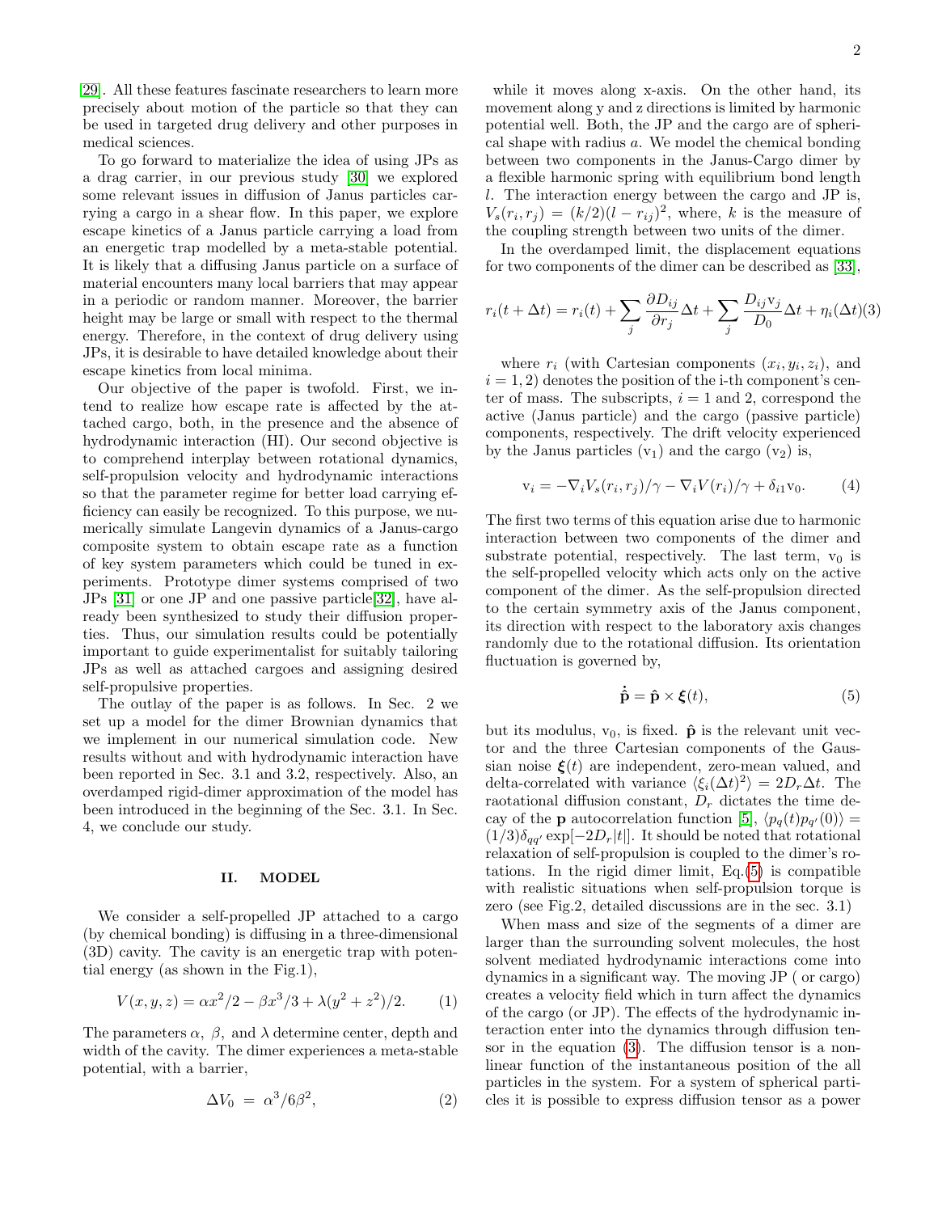[29]. All these features fascinate researchers to learn more precisely about motion of the particle so that they can be used in targeted drug delivery and other purposes in medical sciences.

To go forward to materialize the idea of using JPs as a drag carrier, in our previous study [30] we explored some relevant issues in diffusion of Janus particles carrying a cargo in a shear flow. In this paper, we explore escape kinetics of a Janus particle carrying a load from an energetic trap modelled by a meta-stable potential. It is likely that a diffusing Janus particle on a surface of material encounters many local barriers that may appear in a periodic or random manner. Moreover, the barrier height may be large or small with respect to the thermal energy. Therefore, in the context of drug delivery using JPs, it is desirable to have detailed knowledge about their escape kinetics from local minima.

Our objective of the paper is twofold. First, we intend to realize how escape rate is affected by the attached cargo, both, in the presence and the absence of hydrodynamic interaction (HI). Our second objective is to comprehend interplay between rotational dynamics, self-propulsion velocity and hydrodynamic interactions so that the parameter regime for better load carrying efficiency can easily be recognized. To this purpose, we numerically simulate Langevin dynamics of a Janus-cargo composite system to obtain escape rate as a function of key system parameters which could be tuned in experiments. Prototype dimer systems comprised of two JPs [31] or one JP and one passive particle[32], have already been synthesized to study their diffusion properties. Thus, our simulation results could be potentially important to guide experimentalist for suitably tailoring JPs as well as attached cargoes and assigning desired self-propulsive properties.

The outlay of the paper is as follows. In Sec. 2 we set up a model for the dimer Brownian dynamics that we implement in our numerical simulation code. New results without and with hydrodynamic interaction have been reported in Sec. 3.1 and 3.2, respectively. Also, an overdamped rigid-dimer approximation of the model has been introduced in the beginning of the Sec. 3.1. In Sec. 4, we conclude our study.

## II. MODEL

We consider a self-propelled JP attached to a cargo (by chemical bonding) is diffusing in a three-dimensional (3D) cavity. The cavity is an energetic trap with potential energy (as shown in the Fig.1),

$$V(x, y, z) = \alpha x^2/2 - \beta x^3/3 + \lambda(y^2 + z^2)/2. \qquad (1)$$

The parameters $\alpha$, $\beta$, and $\lambda$ determine center, depth and width of the cavity. The dimer experiences a meta-stable potential, with a barrier,

$$\Delta V_0 \ = \ \alpha^3/6\beta^2, \qquad (2)$$

while it moves along x-axis. On the other hand, its movement along y and z directions is limited by harmonic potential well. Both, the JP and the cargo are of spherical shape with radius $a$. We model the chemical bonding between two components in the Janus-Cargo dimer by a flexible harmonic spring with equilibrium bond length $l$. The interaction energy between the cargo and JP is, $V_s(r_i, r_j) = (k/2)(l - r_{ij})^2$, where, $k$ is the measure of the coupling strength between two units of the dimer.

In the overdamped limit, the displacement equations for two components of the dimer can be described as [33],

$$r_i(t + \Delta t) = r_i(t) + \sum_j \frac{\partial D_{ij}}{\partial r_j}\Delta t + \sum_j \frac{D_{ij}\text{v}_j}{D_0}\Delta t + \eta_i(\Delta t) \qquad (3)$$

where $r_i$ (with Cartesian components $(x_i, y_i, z_i)$, and $i = 1, 2$) denotes the position of the i-th component's center of mass. The subscripts, $i = 1$ and 2, correspond the active (Janus particle) and the cargo (passive particle) components, respectively. The drift velocity experienced by the Janus particles ($\text{v}_1$) and the cargo ($\text{v}_2$) is,

$$\text{v}_i = -\nabla_i V_s(r_i, r_j)/\gamma - \nabla_i V(r_i)/\gamma + \delta_{i1}\text{v}_0. \qquad (4)$$

The first two terms of this equation arise due to harmonic interaction between two components of the dimer and substrate potential, respectively. The last term, $\text{v}_0$ is the self-propelled velocity which acts only on the active component of the dimer. As the self-propulsion directed to the certain symmetry axis of the Janus component, its direction with respect to the laboratory axis changes randomly due to the rotational diffusion. Its orientation fluctuation is governed by,

$$\dot{\hat{\mathbf{p}}} = \hat{\mathbf{p}} \times \boldsymbol{\xi}(t), \qquad (5)$$

but its modulus, $\text{v}_0$, is fixed. $\hat{\mathbf{p}}$ is the relevant unit vector and the three Cartesian components of the Gaussian noise $\boldsymbol{\xi}(t)$ are independent, zero-mean valued, and delta-correlated with variance $\langle \xi_i(\Delta t)^2 \rangle = 2D_r\Delta t$. The raotational diffusion constant, $D_r$ dictates the time decay of the $\mathbf{p}$ autocorrelation function [5], $\langle p_q(t)p_{q'}(0)\rangle = (1/3)\delta_{qq'}\exp[-2D_r|t|]$. It should be noted that rotational relaxation of self-propulsion is coupled to the dimer's rotations. In the rigid dimer limit, Eq.(5) is compatible with realistic situations when self-propulsion torque is zero (see Fig.2, detailed discussions are in the sec. 3.1)

When mass and size of the segments of a dimer are larger than the surrounding solvent molecules, the host solvent mediated hydrodynamic interactions come into dynamics in a significant way. The moving JP ( or cargo) creates a velocity field which in turn affect the dynamics of the cargo (or JP). The effects of the hydrodynamic interaction enter into the dynamics through diffusion tensor in the equation (3). The diffusion tensor is a nonlinear function of the instantaneous position of the all particles in the system. For a system of spherical particles it is possible to express diffusion tensor as a power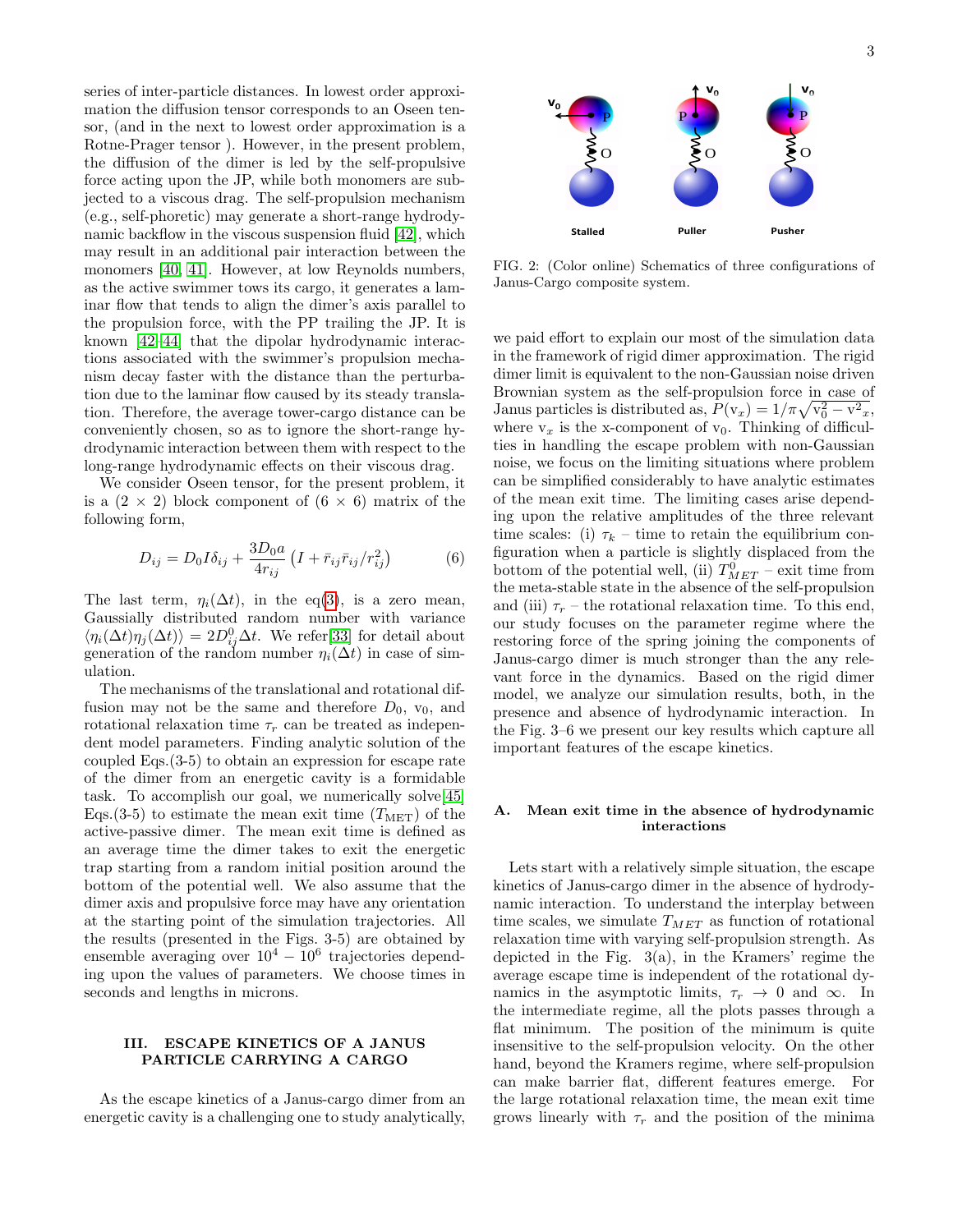series of inter-particle distances. In lowest order approximation the diffusion tensor corresponds to an Oseen tensor, (and in the next to lowest order approximation is a Rotne-Prager tensor ). However, in the present problem, the diffusion of the dimer is led by the self-propulsive force acting upon the JP, while both monomers are subjected to a viscous drag. The self-propulsion mechanism (e.g., self-phoretic) may generate a short-range hydrodynamic backflow in the viscous suspension fluid [42], which may result in an additional pair interaction between the monomers [40, 41]. However, at low Reynolds numbers, as the active swimmer tows its cargo, it generates a laminar flow that tends to align the dimer's axis parallel to the propulsion force, with the PP trailing the JP. It is known [42–44] that the dipolar hydrodynamic interactions associated with the swimmer's propulsion mechanism decay faster with the distance than the perturbation due to the laminar flow caused by its steady translation. Therefore, the average tower-cargo distance can be conveniently chosen, so as to ignore the short-range hydrodynamic interaction between them with respect to the long-range hydrodynamic effects on their viscous drag.

We consider Oseen tensor, for the present problem, it is a (2 × 2) block component of (6 × 6) matrix of the following form,

$$D_{ij} = D_0 I \delta_{ij} + \frac{3D_0 a}{4r_{ij}}\left(I + \bar{r}_{ij}\bar{r}_{ij}/r_{ij}^2\right) \tag{6}$$

The last term, $\eta_i(\Delta t)$, in the eq(3), is a zero mean, Gaussially distributed random number with variance $\langle\eta_i(\Delta t)\eta_j(\Delta t)\rangle = 2D_{ij}^0\Delta t$. We refer[33] for detail about generation of the random number $\eta_i(\Delta t)$ in case of simulation.

The mechanisms of the translational and rotational diffusion may not be the same and therefore $D_0$, $v_0$, and rotational relaxation time $\tau_r$ can be treated as independent model parameters. Finding analytic solution of the coupled Eqs.(3-5) to obtain an expression for escape rate of the dimer from an energetic cavity is a formidable task. To accomplish our goal, we numerically solve[45] Eqs.(3-5) to estimate the mean exit time ($T_{\rm MET}$) of the active-passive dimer. The mean exit time is defined as an average time the dimer takes to exit the energetic trap starting from a random initial position around the bottom of the potential well. We also assume that the dimer axis and propulsive force may have any orientation at the starting point of the simulation trajectories. All the results (presented in the Figs. 3-5) are obtained by ensemble averaging over $10^4 - 10^6$ trajectories depending upon the values of parameters. We choose times in seconds and lengths in microns.

## III. ESCAPE KINETICS OF A JANUS PARTICLE CARRYING A CARGO

As the escape kinetics of a Janus-cargo dimer from an energetic cavity is a challenging one to study analytically, we paid effort to explain our most of the simulation data in the framework of rigid dimer approximation. The rigid dimer limit is equivalent to the non-Gaussian noise driven Brownian system as the self-propulsion force in case of Janus particles is distributed as, $P(v_x) = 1/\pi\sqrt{v_0^2 - v_x^2}$, where $v_x$ is the x-component of $v_0$. Thinking of difficulties in handling the escape problem with non-Gaussian noise, we focus on the limiting situations where problem can be simplified considerably to have analytic estimates of the mean exit time. The limiting cases arise depending upon the relative amplitudes of the three relevant time scales: (i) $\tau_k$ – time to retain the equilibrium configuration when a particle is slightly displaced from the bottom of the potential well, (ii) $T_{MET}^0$ – exit time from the meta-stable state in the absence of the self-propulsion and (iii) $\tau_r$ – the rotational relaxation time. To this end, our study focuses on the parameter regime where the restoring force of the spring joining the components of Janus-cargo dimer is much stronger than the any relevant force in the dynamics. Based on the rigid dimer model, we analyze our simulation results, both, in the presence and absence of hydrodynamic interaction. In the Fig. 3–6 we present our key results which capture all important features of the escape kinetics.

FIG. 2: (Color online) Schematics of three configurations of Janus-Cargo composite system.

### A. Mean exit time in the absence of hydrodynamic interactions

Lets start with a relatively simple situation, the escape kinetics of Janus-cargo dimer in the absence of hydrodynamic interaction. To understand the interplay between time scales, we simulate $T_{MET}$ as function of rotational relaxation time with varying self-propulsion strength. As depicted in the Fig. 3(a), in the Kramers' regime the average escape time is independent of the rotational dynamics in the asymptotic limits, $\tau_r \to 0$ and $\infty$. In the intermediate regime, all the plots passes through a flat minimum. The position of the minimum is quite insensitive to the self-propulsion velocity. On the other hand, beyond the Kramers regime, where self-propulsion can make barrier flat, different features emerge. For the large rotational relaxation time, the mean exit time grows linearly with $\tau_r$ and the position of the minima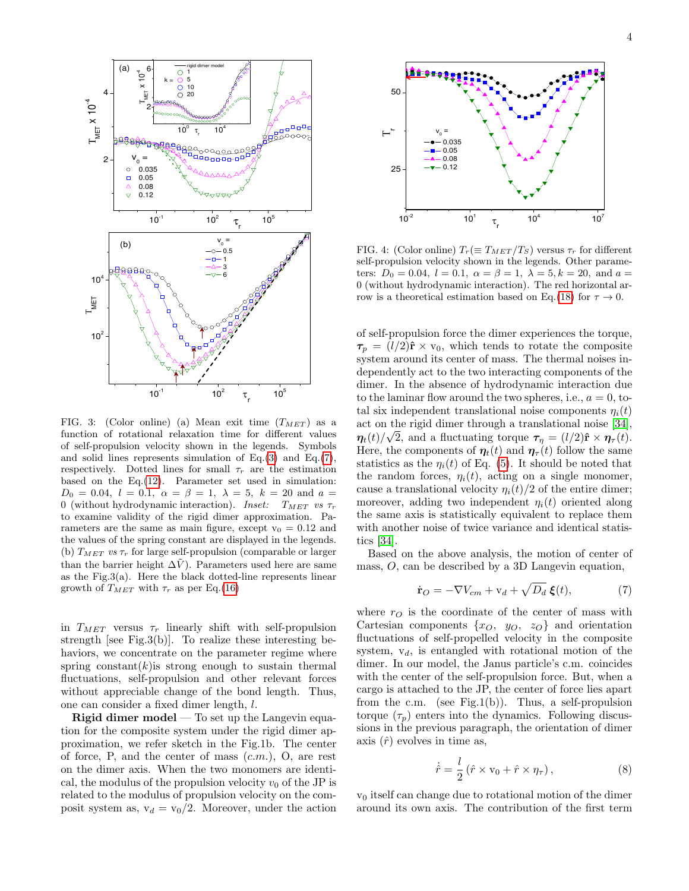FIG. 3: (Color online) (a) Mean exit time ($T_{MET}$) as a function of rotational relaxation time for different values of self-propulsion velocity shown in the legends. Symbols and solid lines represents simulation of Eq.(3) and Eq.(7), respectively. Dotted lines for small $\tau_r$ are the estimation based on the Eq.(12). Parameter set used in simulation: $D_0 = 0.04$, $l = 0.1$, $\alpha = \beta = 1$, $\lambda = 5$, $k = 20$ and $a = 0$ (without hydrodynamic interaction). *Inset:* $T_{MET}$ *vs* $\tau_r$ to examine validity of the rigid dimer approximation. Parameters are the same as main figure, except $v_0 = 0.12$ and the values of the spring constant are displayed in the legends. (b) $T_{MET}$ *vs* $\tau_r$ for large self-propulsion (comparable or larger than the barrier height $\Delta\tilde{V}$). Parameters used here are same as the Fig.3(a). Here the black dotted-line represents linear growth of $T_{MET}$ with $\tau_r$ as per Eq.(16)

in $T_{MET}$ versus $\tau_r$ linearly shift with self-propulsion strength [see Fig.3(b)]. To realize these interesting behaviors, we concentrate on the parameter regime where spring constant($k$)is strong enough to sustain thermal fluctuations, self-propulsion and other relevant forces without appreciable change of the bond length. Thus, one can consider a fixed dimer length, $l$.

**Rigid dimer model** — To set up the Langevin equation for the composite system under the rigid dimer approximation, we refer sketch in the Fig.1b. The center of force, P, and the center of mass ($c.m.$), O, are rest on the dimer axis. When the two monomers are identical, the modulus of the propulsion velocity $v_0$ of the JP is related to the modulus of propulsion velocity on the composit system as, $v_d = v_0/2$. Moreover, under the action

FIG. 4: (Color online) $T_r(\equiv T_{MET}/T_S)$ versus $\tau_r$ for different self-propulsion velocity shown in the legends. Other parameters: $D_0 = 0.04$, $l = 0.1$, $\alpha = \beta = 1$, $\lambda = 5, k = 20$, and $a = 0$ (without hydrodynamic interaction). The red horizontal arrow is a theoretical estimation based on Eq.(18) for $\tau \to 0$.

of self-propulsion force the dimer experiences the torque, $\boldsymbol{\tau}_p = (l/2)\hat{\mathbf{r}} \times \mathrm{v}_0$, which tends to rotate the composite system around its center of mass. The thermal noises independently act to the two interacting components of the dimer. In the absence of hydrodynamic interaction due to the laminar flow around the two spheres, i.e., $a = 0$, total six independent translational noise components $\eta_i(t)$ act on the rigid dimer through a translational noise [34], $\boldsymbol{\eta}_t(t)/\sqrt{2}$, and a fluctuating torque $\boldsymbol{\tau}_\eta = (l/2)\hat{\mathbf{r}} \times \boldsymbol{\eta}_\tau(t)$. Here, the components of $\boldsymbol{\eta}_t(t)$ and $\boldsymbol{\eta}_\tau(t)$ follow the same statistics as the $\eta_i(t)$ of Eq. (5). It should be noted that the random forces, $\eta_i(t)$, acting on a single monomer, cause a translational velocity $\eta_i(t)/2$ of the entire dimer; moreover, adding two independent $\eta_i(t)$ oriented along the same axis is statistically equivalent to replace them with another noise of twice variance and identical statistics [34].

Based on the above analysis, the motion of center of mass, $O$, can be described by a 3D Langevin equation,

$$\dot{\mathbf{r}}_O = -\nabla V_{cm} + \mathrm{v}_d + \sqrt{D_d}\,\boldsymbol{\xi}(t), \tag{7}$$

where $r_O$ is the coordinate of the center of mass with Cartesian components $\{x_O,\ y_O,\ z_O\}$ and orientation fluctuations of self-propelled velocity in the composite system, $\mathrm{v}_d$, is entangled with rotational motion of the dimer. In our model, the Janus particle's c.m. coincides with the center of the self-propulsion force. But, when a cargo is attached to the JP, the center of force lies apart from the c.m. (see Fig.1(b)). Thus, a self-propulsion torque ($\tau_p$) enters into the dynamics. Following discussions in the previous paragraph, the orientation of dimer axis ($\hat{r}$) evolves in time as,

$$\dot{\hat{r}} = \frac{l}{2}\left(\hat{r} \times \mathrm{v}_0 + \hat{r} \times \eta_\tau\right), \tag{8}$$

$\mathrm{v}_0$ itself can change due to rotational motion of the dimer around its own axis. The contribution of the first term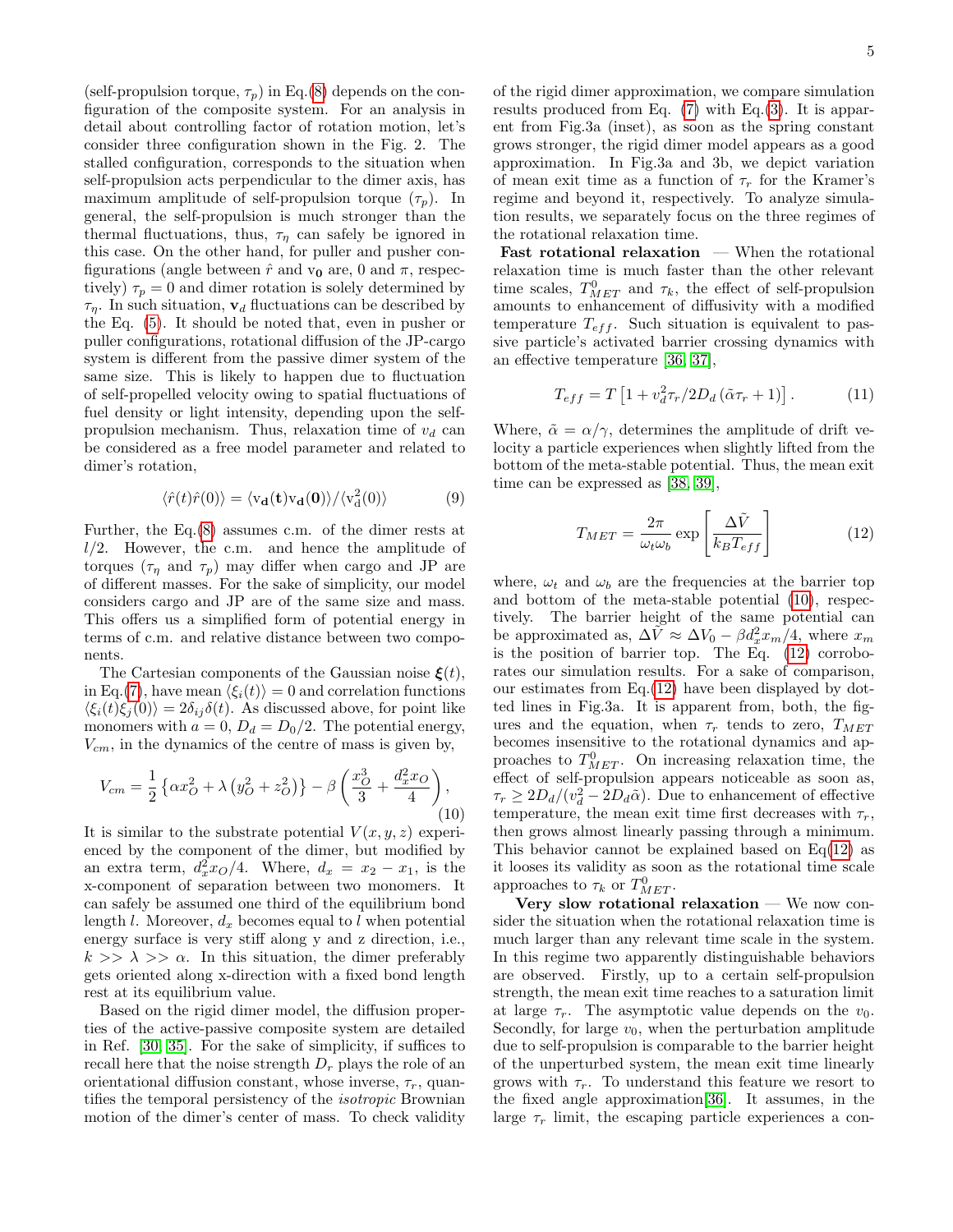(self-propulsion torque, $\tau_p$) in Eq.(8) depends on the configuration of the composite system. For an analysis in detail about controlling factor of rotation motion, let's consider three configuration shown in the Fig. 2. The stalled configuration, corresponds to the situation when self-propulsion acts perpendicular to the dimer axis, has maximum amplitude of self-propulsion torque ($\tau_p$). In general, the self-propulsion is much stronger than the thermal fluctuations, thus, $\tau_\eta$ can safely be ignored in this case. On the other hand, for puller and pusher configurations (angle between $\hat{r}$ and $\mathbf{v_0}$ are, 0 and $\pi$, respectively) $\tau_p = 0$ and dimer rotation is solely determined by $\tau_\eta$. In such situation, $\mathbf{v}_d$ fluctuations can be described by the Eq. (5). It should be noted that, even in pusher or puller configurations, rotational diffusion of the JP-cargo system is different from the passive dimer system of the same size. This is likely to happen due to fluctuation of self-propelled velocity owing to spatial fluctuations of fuel density or light intensity, depending upon the self-propulsion mechanism. Thus, relaxation time of $v_d$ can be considered as a free model parameter and related to dimer's rotation,

$$\langle \hat{r}(t)\hat{r}(0)\rangle = \langle \mathrm{v}_\mathbf{d}(\mathbf{t})\mathrm{v}_\mathbf{d}(\mathbf{0})\rangle / \langle \mathrm{v}_\mathrm{d}^2(0)\rangle \tag{9}$$

Further, the Eq.(8) assumes c.m. of the dimer rests at $l/2$. However, the c.m. and hence the amplitude of torques ($\tau_\eta$ and $\tau_p$) may differ when cargo and JP are of different masses. For the sake of simplicity, our model considers cargo and JP are of the same size and mass. This offers us a simplified form of potential energy in terms of c.m. and relative distance between two components.

The Cartesian components of the Gaussian noise $\boldsymbol{\xi}(t)$, in Eq.(7), have mean $\langle \xi_i(t)\rangle = 0$ and correlation functions $\langle \xi_i(t)\xi_j(0)\rangle = 2\delta_{ij}\delta(t)$. As discussed above, for point like monomers with $a = 0$, $D_d = D_0/2$. The potential energy, $V_{cm}$, in the dynamics of the centre of mass is given by,

$$V_{cm} = \frac{1}{2}\left\{\alpha x_O^2 + \lambda\left(y_O^2 + z_O^2\right)\right\} - \beta\left(\frac{x_O^3}{3} + \frac{d_x^2 x_O}{4}\right), \tag{10}$$

It is similar to the substrate potential $V(x, y, z)$ experienced by the component of the dimer, but modified by an extra term, $d_x^2 x_O/4$. Where, $d_x = x_2 - x_1$, is the x-component of separation between two monomers. It can safely be assumed one third of the equilibrium bond length $l$. Moreover, $d_x$ becomes equal to $l$ when potential energy surface is very stiff along y and z direction, i.e., $k >> \lambda >> \alpha$. In this situation, the dimer preferably gets oriented along x-direction with a fixed bond length rest at its equilibrium value.

Based on the rigid dimer model, the diffusion properties of the active-passive composite system are detailed in Ref. [30, 35]. For the sake of simplicity, if suffices to recall here that the noise strength $D_r$ plays the role of an orientational diffusion constant, whose inverse, $\tau_r$, quantifies the temporal persistency of the *isotropic* Brownian motion of the dimer's center of mass. To check validity of the rigid dimer approximation, we compare simulation results produced from Eq. (7) with Eq.(3). It is apparent from Fig.3a (inset), as soon as the spring constant grows stronger, the rigid dimer model appears as a good approximation. In Fig.3a and 3b, we depict variation of mean exit time as a function of $\tau_r$ for the Kramer's regime and beyond it, respectively. To analyze simulation results, we separately focus on the three regimes of the rotational relaxation time.

**Fast rotational relaxation** — When the rotational relaxation time is much faster than the other relevant time scales, $T_{MET}^0$ and $\tau_k$, the effect of self-propulsion amounts to enhancement of diffusivity with a modified temperature $T_{eff}$. Such situation is equivalent to passive particle's activated barrier crossing dynamics with an effective temperature [36, 37],

$$T_{eff} = T\left[1 + v_d^2\tau_r/2D_d\left(\tilde{\alpha}\tau_r + 1\right)\right]. \tag{11}$$

Where, $\tilde{\alpha} = \alpha/\gamma$, determines the amplitude of drift velocity a particle experiences when slightly lifted from the bottom of the meta-stable potential. Thus, the mean exit time can be expressed as [38, 39],

$$T_{MET} = \frac{2\pi}{\omega_t\omega_b}\exp\left[\frac{\Delta\tilde{V}}{k_B T_{eff}}\right] \tag{12}$$

where, $\omega_t$ and $\omega_b$ are the frequencies at the barrier top and bottom of the meta-stable potential (10), respectively. The barrier height of the same potential can be approximated as, $\Delta\tilde{V} \approx \Delta V_0 - \beta d_x^2 x_m/4$, where $x_m$ is the position of barrier top. The Eq. (12) corroborates our simulation results. For a sake of comparison, our estimates from Eq.(12) have been displayed by dotted lines in Fig.3a. It is apparent from, both, the figures and the equation, when $\tau_r$ tends to zero, $T_{MET}$ becomes insensitive to the rotational dynamics and approaches to $T_{MET}^0$. On increasing relaxation time, the effect of self-propulsion appears noticeable as soon as, $\tau_r \geq 2D_d/(v_d^2 - 2D_d\tilde{\alpha})$. Due to enhancement of effective temperature, the mean exit time first decreases with $\tau_r$, then grows almost linearly passing through a minimum. This behavior cannot be explained based on Eq(12) as it looses its validity as soon as the rotational time scale approaches to $\tau_k$ or $T_{MET}^0$.

**Very slow rotational relaxation** — We now consider the situation when the rotational relaxation time is much larger than any relevant time scale in the system. In this regime two apparently distinguishable behaviors are observed. Firstly, up to a certain self-propulsion strength, the mean exit time reaches to a saturation limit at large $\tau_r$. The asymptotic value depends on the $v_0$. Secondly, for large $v_0$, when the perturbation amplitude due to self-propulsion is comparable to the barrier height of the unperturbed system, the mean exit time linearly grows with $\tau_r$. To understand this feature we resort to the fixed angle approximation[36]. It assumes, in the large $\tau_r$ limit, the escaping particle experiences a con-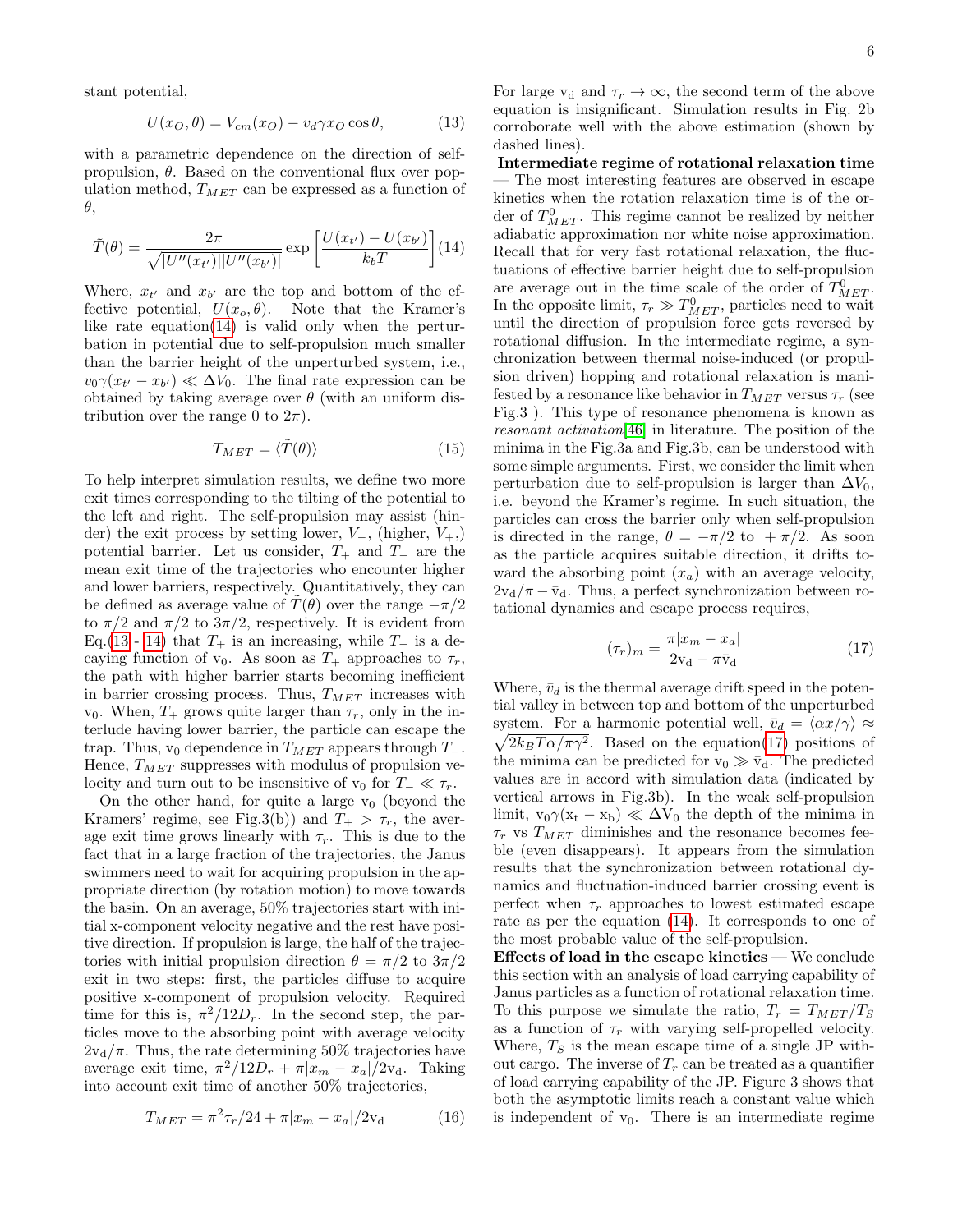stant potential,

$$U(x_O, \theta) = V_{cm}(x_O) - v_d\gamma x_O \cos\theta, \tag{13}$$

with a parametric dependence on the direction of self-propulsion, $\theta$. Based on the conventional flux over population method, $T_{MET}$ can be expressed as a function of $\theta$,

$$\tilde{T}(\theta) = \frac{2\pi}{\sqrt{|U''(x_{t'})||U''(x_{b'})|}} \exp\left[\frac{U(x_{t'}) - U(x_{b'})}{k_b T}\right] \tag{14}$$

Where, $x_{t'}$ and $x_{b'}$ are the top and bottom of the effective potential, $U(x_o, \theta)$. Note that the Kramer's like rate equation(14) is valid only when the perturbation in potential due to self-propulsion much smaller than the barrier height of the unperturbed system, i.e., $v_0\gamma(x_{t'} - x_{b'}) \ll \Delta V_0$. The final rate expression can be obtained by taking average over $\theta$ (with an uniform distribution over the range 0 to $2\pi$).

$$T_{MET} = \langle \tilde{T}(\theta) \rangle \tag{15}$$

To help interpret simulation results, we define two more exit times corresponding to the tilting of the potential to the left and right. The self-propulsion may assist (hinder) the exit process by setting lower, $V_-$, (higher, $V_+$,) potential barrier. Let us consider, $T_+$ and $T_-$ are the mean exit time of the trajectories who encounter higher and lower barriers, respectively. Quantitatively, they can be defined as average value of $\tilde{T}(\theta)$ over the range $-\pi/2$ to $\pi/2$ and $\pi/2$ to $3\pi/2$, respectively. It is evident from Eq.(13 - 14) that $T_+$ is an increasing, while $T_-$ is a decaying function of $v_0$. As soon as $T_+$ approaches to $\tau_r$, the path with higher barrier starts becoming inefficient in barrier crossing process. Thus, $T_{MET}$ increases with $v_0$. When, $T_+$ grows quite larger than $\tau_r$, only in the interlude having lower barrier, the particle can escape the trap. Thus, $v_0$ dependence in $T_{MET}$ appears through $T_-$. Hence, $T_{MET}$ suppresses with modulus of propulsion velocity and turn out to be insensitive of $v_0$ for $T_- \ll \tau_r$.

On the other hand, for quite a large $v_0$ (beyond the Kramers' regime, see Fig.3(b)) and $T_+ > \tau_r$, the average exit time grows linearly with $\tau_r$. This is due to the fact that in a large fraction of the trajectories, the Janus swimmers need to wait for acquiring propulsion in the appropriate direction (by rotation motion) to move towards the basin. On an average, 50% trajectories start with initial x-component velocity negative and the rest have positive direction. If propulsion is large, the half of the trajectories with initial propulsion direction $\theta = \pi/2$ to $3\pi/2$ exit in two steps: first, the particles diffuse to acquire positive x-component of propulsion velocity. Required time for this is, $\pi^2/12D_r$. In the second step, the particles move to the absorbing point with average velocity $2v_d/\pi$. Thus, the rate determining 50% trajectories have average exit time, $\pi^2/12D_r + \pi|x_m - x_a|/2v_d$. Taking into account exit time of another 50% trajectories,

$$T_{MET} = \pi^2\tau_r/24 + \pi|x_m - x_a|/2v_d \tag{16}$$

For large $v_d$ and $\tau_r \to \infty$, the second term of the above equation is insignificant. Simulation results in Fig. 2b corroborate well with the above estimation (shown by dashed lines).

**Intermediate regime of rotational relaxation time** — The most interesting features are observed in escape kinetics when the rotation relaxation time is of the order of $T^0_{MET}$. This regime cannot be realized by neither adiabatic approximation nor white noise approximation. Recall that for very fast rotational relaxation, the fluctuations of effective barrier height due to self-propulsion are average out in the time scale of the order of $T^0_{MET}$. In the opposite limit, $\tau_r \gg T^0_{MET}$, particles need to wait until the direction of propulsion force gets reversed by rotational diffusion. In the intermediate regime, a synchronization between thermal noise-induced (or propulsion driven) hopping and rotational relaxation is manifested by a resonance like behavior in $T_{MET}$ versus $\tau_r$ (see Fig.3 ). This type of resonance phenomena is known as *resonant activation*[46] in literature. The position of the minima in the Fig.3a and Fig.3b, can be understood with some simple arguments. First, we consider the limit when perturbation due to self-propulsion is larger than $\Delta V_0$, i.e. beyond the Kramer's regime. In such situation, the particles can cross the barrier only when self-propulsion is directed in the range, $\theta = -\pi/2$ to $+\pi/2$. As soon as the particle acquires suitable direction, it drifts toward the absorbing point ($x_a$) with an average velocity, $2v_d/\pi - \bar{v}_d$. Thus, a perfect synchronization between rotational dynamics and escape process requires,

$$(\tau_r)_m = \frac{\pi|x_m - x_a|}{2v_d - \pi\bar{v}_d} \tag{17}$$

Where, $\bar{v}_d$ is the thermal average drift speed in the potential valley in between top and bottom of the unperturbed system. For a harmonic potential well, $\bar{v}_d = \langle \alpha x/\gamma \rangle \approx \sqrt{2k_B T\alpha/\pi\gamma^2}$. Based on the equation(17) positions of the minima can be predicted for $v_0 \gg \bar{v}_d$. The predicted values are in accord with simulation data (indicated by vertical arrows in Fig.3b). In the weak self-propulsion limit, $v_0\gamma(x_t - x_b) \ll \Delta V_0$ the depth of the minima in $\tau_r$ vs $T_{MET}$ diminishes and the resonance becomes feeble (even disappears). It appears from the simulation results that the synchronization between rotational dynamics and fluctuation-induced barrier crossing event is perfect when $\tau_r$ approaches to lowest estimated escape rate as per the equation (14). It corresponds to one of the most probable value of the self-propulsion.

**Effects of load in the escape kinetics** — We conclude this section with an analysis of load carrying capability of Janus particles as a function of rotational relaxation time. To this purpose we simulate the ratio, $T_r = T_{MET}/T_S$ as a function of $\tau_r$ with varying self-propelled velocity. Where, $T_S$ is the mean escape time of a single JP without cargo. The inverse of $T_r$ can be treated as a quantifier of load carrying capability of the JP. Figure 3 shows that both the asymptotic limits reach a constant value which is independent of $v_0$. There is an intermediate regime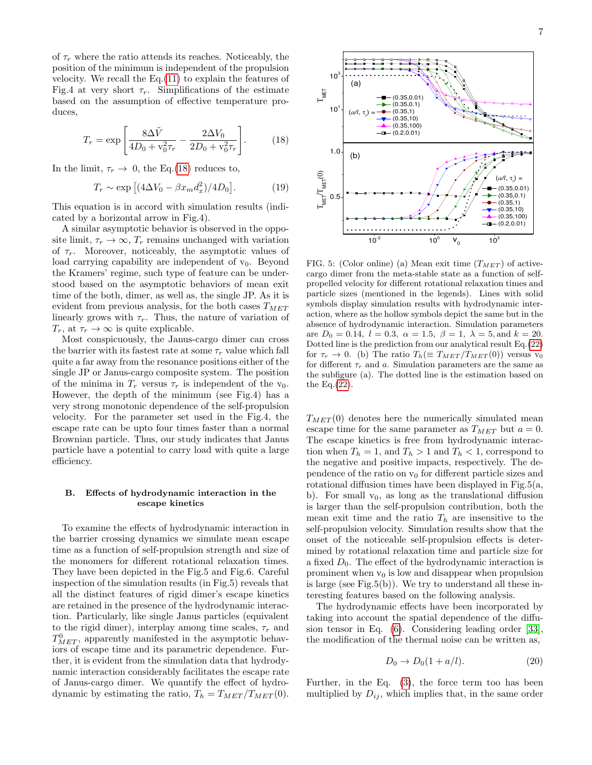of $\tau_r$ where the ratio attends its reaches. Noticeably, the position of the minimum is independent of the propulsion velocity. We recall the Eq.(11) to explain the features of Fig.4 at very short $\tau_r$. Simplifications of the estimate based on the assumption of effective temperature produces,

$$T_r = \exp\left[\frac{8\Delta\tilde{V}}{4D_0 + \mathrm{v}_0^2\tau_r} - \frac{2\Delta V_0}{2D_0 + \mathrm{v}_0^2\tau_r}\right]. \quad (18)$$

In the limit, $\tau_r \to 0$, the Eq.(18) reduces to,

$$T_r \sim \exp\left[(4\Delta V_0 - \beta x_m d_x^2)/4D_0\right]. \quad (19)$$

This equation is in accord with simulation results (indicated by a horizontal arrow in Fig.4).

A similar asymptotic behavior is observed in the opposite limit, $\tau_r \to \infty$, $T_r$ remains unchanged with variation of $\tau_r$. Moreover, noticeably, the asymptotic values of load carrying capability are independent of $\mathrm{v}_0$. Beyond the Kramers' regime, such type of feature can be understood based on the asymptotic behaviors of mean exit time of the both, dimer, as well as, the single JP. As it is evident from previous analysis, for the both cases $T_{MET}$ linearly grows with $\tau_r$. Thus, the nature of variation of $T_r$, at $\tau_r \to \infty$ is quite explicable.

Most conspicuously, the Janus-cargo dimer can cross the barrier with its fastest rate at some $\tau_r$ value which fall quite a far away from the resonance positions either of the single JP or Janus-cargo composite system. The position of the minima in $T_r$ versus $\tau_r$ is independent of the $\mathrm{v}_0$. However, the depth of the minimum (see Fig.4) has a very strong monotonic dependence of the self-propulsion velocity. For the parameter set used in the Fig.4, the escape rate can be upto four times faster than a normal Brownian particle. Thus, our study indicates that Janus particle have a potential to carry load with quite a large efficiency.

### B. Effects of hydrodynamic interaction in the escape kinetics

To examine the effects of hydrodynamic interaction in the barrier crossing dynamics we simulate mean escape time as a function of self-propulsion strength and size of the monomers for different rotational relaxation times. They have been depicted in the Fig.5 and Fig.6. Careful inspection of the simulation results (in Fig.5) reveals that all the distinct features of rigid dimer's escape kinetics are retained in the presence of the hydrodynamic interaction. Particularly, like single Janus particles (equivalent to the rigid dimer), interplay among time scales, $\tau_r$ and $T_{MET}^0$, apparently manifested in the asymptotic behaviors of escape time and its parametric dependence. Further, it is evident from the simulation data that hydrodynamic interaction considerably facilitates the escape rate of Janus-cargo dimer. We quantify the effect of hydrodynamic by estimating the ratio, $T_h = T_{MET}/T_{MET}(0)$.

FIG. 5: (Color online) (a) Mean exit time ($T_{MET}$) of active-cargo dimer from the meta-stable state as a function of self-propelled velocity for different rotational relaxation times and particle sizes (mentioned in the legends). Lines with solid symbols display simulation results with hydrodynamic interaction, where as the hollow symbols depict the same but in the absence of hydrodynamic interaction. Simulation parameters are $D_0 = 0.14$, $l = 0.3$, $\alpha = 1.5$, $\beta = 1$, $\lambda = 5$, and $k = 20$. Dotted line is the prediction from our analytical result Eq.(22) for $\tau_r \to 0$. (b) The ratio $T_h (\equiv T_{MET}/T_{MET}(0))$ versus $\mathrm{v}_0$ for different $\tau_r$ and $a$. Simulation parameters are the same as the subfigure (a). The dotted line is the estimation based on the Eq.(22).

$T_{MET}(0)$ denotes here the numerically simulated mean escape time for the same parameter as $T_{MET}$ but $a = 0$. The escape kinetics is free from hydrodynamic interaction when $T_h = 1$, and $T_h > 1$ and $T_h < 1$, correspond to the negative and positive impacts, respectively. The dependence of the ratio on $\mathrm{v}_0$ for different particle sizes and rotational diffusion times have been displayed in Fig.5(a, b). For small $\mathrm{v}_0$, as long as the translational diffusion is larger than the self-propulsion contribution, both the mean exit time and the ratio $T_h$ are insensitive to the self-propulsion velocity. Simulation results show that the onset of the noticeable self-propulsion effects is determined by rotational relaxation time and particle size for a fixed $D_0$. The effect of the hydrodynamic interaction is prominent when $\mathrm{v}_0$ is low and disappear when propulsion is large (see Fig.5(b)). We try to understand all these interesting features based on the following analysis.

The hydrodynamic effects have been incorporated by taking into account the spatial dependence of the diffusion tensor in Eq. (6). Considering leading order [33], the modification of the thermal noise can be written as,

$$D_0 \to D_0(1 + a/l). \quad (20)$$

Further, in the Eq. (3), the force term too has been multiplied by $D_{ij}$, which implies that, in the same order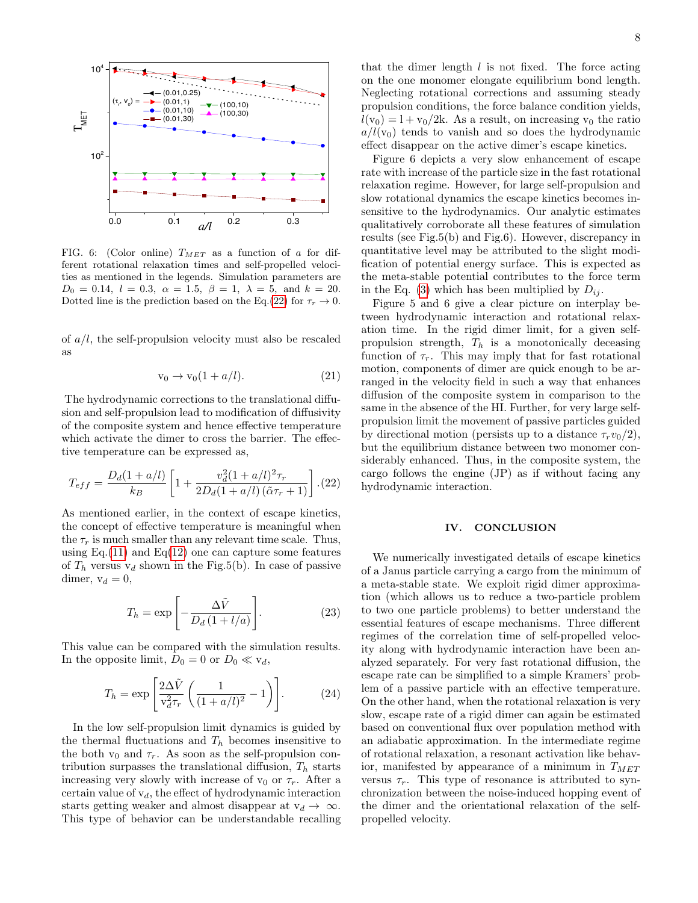FIG. 6: (Color online) $T_{MET}$ as a function of $a$ for different rotational relaxation times and self-propelled velocities as mentioned in the legends. Simulation parameters are $D_0 = 0.14$, $l = 0.3$, $\alpha = 1.5$, $\beta = 1$, $\lambda = 5$, and $k = 20$. Dotted line is the prediction based on the Eq.(22) for $\tau_r \to 0$.

of $a/l$, the self-propulsion velocity must also be rescaled as

$$\mathrm{v}_0 \to \mathrm{v}_0(1 + a/l). \tag{21}$$

The hydrodynamic corrections to the translational diffusion and self-propulsion lead to modification of diffusivity of the composite system and hence effective temperature which activate the dimer to cross the barrier. The effective temperature can be expressed as,

$$T_{eff} = \frac{D_d(1 + a/l)}{k_B}\left[1 + \frac{v_d^2(1 + a/l)^2\tau_r}{2D_d(1 + a/l)\,(\tilde{\alpha}\tau_r + 1)}\right]. \tag{22}$$

As mentioned earlier, in the context of escape kinetics, the concept of effective temperature is meaningful when the $\tau_r$ is much smaller than any relevant time scale. Thus, using Eq.(11) and Eq(12) one can capture some features of $T_h$ versus $\mathrm{v}_d$ shown in the Fig.5(b). In case of passive dimer, $\mathrm{v}_d = 0$,

$$T_h = \exp\left[-\frac{\Delta\tilde{V}}{D_d\,(1 + l/a)}\right]. \tag{23}$$

This value can be compared with the simulation results. In the opposite limit, $D_0 = 0$ or $D_0 \ll \mathrm{v}_d$,

$$T_h = \exp\left[\frac{2\Delta\tilde{V}}{\mathrm{v}_d^2\tau_r}\left(\frac{1}{(1 + a/l)^2} - 1\right)\right]. \tag{24}$$

In the low self-propulsion limit dynamics is guided by the thermal fluctuations and $T_h$ becomes insensitive to the both $\mathrm{v}_0$ and $\tau_r$. As soon as the self-propulsion contribution surpasses the translational diffusion, $T_h$ starts increasing very slowly with increase of $\mathrm{v}_0$ or $\tau_r$. After a certain value of $\mathrm{v}_d$, the effect of hydrodynamic interaction starts getting weaker and almost disappear at $\mathrm{v}_d \to \infty$. This type of behavior can be understandable recalling that the dimer length $l$ is not fixed. The force acting on the one monomer elongate equilibrium bond length. Neglecting rotational corrections and assuming steady propulsion conditions, the force balance condition yields, $l(\mathrm{v}_0) = \mathrm{l} + \mathrm{v}_0/2\mathrm{k}$. As a result, on increasing $\mathrm{v}_0$ the ratio $a/l(\mathrm{v}_0)$ tends to vanish and so does the hydrodynamic effect disappear on the active dimer's escape kinetics.

Figure 6 depicts a very slow enhancement of escape rate with increase of the particle size in the fast rotational relaxation regime. However, for large self-propulsion and slow rotational dynamics the escape kinetics becomes insensitive to the hydrodynamics. Our analytic estimates qualitatively corroborate all these features of simulation results (see Fig.5(b) and Fig.6). However, discrepancy in quantitative level may be attributed to the slight modification of potential energy surface. This is expected as the meta-stable potential contributes to the force term in the Eq. (3) which has been multiplied by $D_{ij}$.

Figure 5 and 6 give a clear picture on interplay between hydrodynamic interaction and rotational relaxation time. In the rigid dimer limit, for a given self-propulsion strength, $T_h$ is a monotonically deceasing function of $\tau_r$. This may imply that for fast rotational motion, components of dimer are quick enough to be arranged in the velocity field in such a way that enhances diffusion of the composite system in comparison to the same in the absence of the HI. Further, for very large self-propulsion limit the movement of passive particles guided by directional motion (persists up to a distance $\tau_r v_0/2$), but the equilibrium distance between two monomer considerably enhanced. Thus, in the composite system, the cargo follows the engine (JP) as if without facing any hydrodynamic interaction.

## IV. CONCLUSION

We numerically investigated details of escape kinetics of a Janus particle carrying a cargo from the minimum of a meta-stable state. We exploit rigid dimer approximation (which allows us to reduce a two-particle problem to two one particle problems) to better understand the essential features of escape mechanisms. Three different regimes of the correlation time of self-propelled velocity along with hydrodynamic interaction have been analyzed separately. For very fast rotational diffusion, the escape rate can be simplified to a simple Kramers' problem of a passive particle with an effective temperature. On the other hand, when the rotational relaxation is very slow, escape rate of a rigid dimer can again be estimated based on conventional flux over population method with an adiabatic approximation. In the intermediate regime of rotational relaxation, a resonant activation like behavior, manifested by appearance of a minimum in $T_{MET}$ versus $\tau_r$. This type of resonance is attributed to synchronization between the noise-induced hopping event of the dimer and the orientational relaxation of the self-propelled velocity.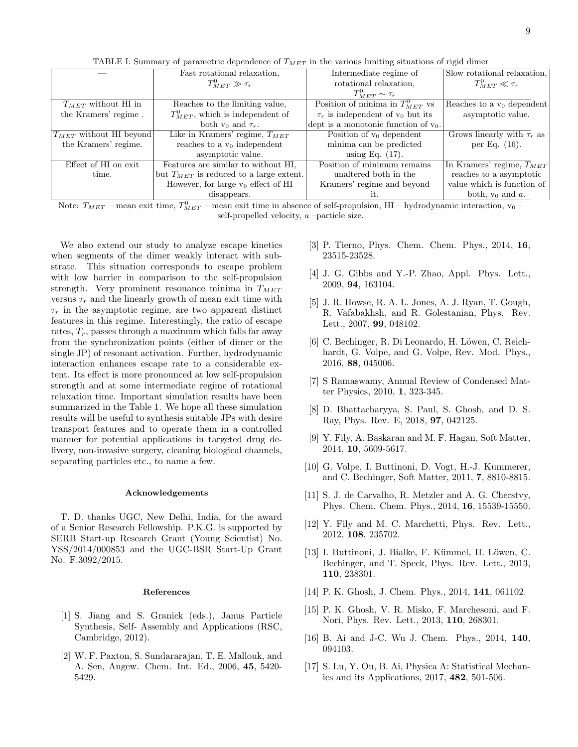TABLE I: Summary of parametric dependence of $T_{MET}$ in the various limiting situations of rigid dimer

| — | Fast rotational relaxation, $T^0_{MET} \gg \tau_r$ | Intermediate regime of rotational relaxation, $T^0_{MET} \sim \tau_r$ | Slow rotational relaxation, $T^0_{MET} \ll \tau_r$ |
|---|---|---|---|
| $T_{MET}$ without HI in the Kramers' regime . | Reaches to the limiting value, $T^0_{MET}$, which is independent of both $v_0$ and $\tau_r$. | Position of minima in $T^0_{MET}$ vs $\tau_r$ is independent of $v_0$ but its dept is a monotonic function of $v_0$. | Reaches to a $v_0$ dependent asymptotic value. |
| $T_{MET}$ without HI beyond the Kramers' regime. | Like in Kramers' regime, $T_{MET}$ reaches to a $v_0$ independent asymptotic value. | Position of $v_0$ dependent minima can be predicted using Eq. (17). | Grows linearly with $\tau_r$ as per Eq. (16). |
| Effect of HI on exit time. | Features are similar to without HI, but $T_{MET}$ is reduced to a large extent. However, for large $v_0$ effect of HI disappears. | Position of minimum remains unaltered both in the Kramers' regime and beyond it. | In Kramers' regime, $T_{MET}$ reaches to a asymptotic value which is function of both, $v_0$ and $a$. |

Note: $T_{MET}$ – mean exit time, $T^0_{MET}$ – mean exit time in absence of self-propulsion, HI – hydrodynamic interaction, $v_0$ – self-propelled velocity, $a$ –particle size.

We also extend our study to analyze escape kinetics when segments of the dimer weakly interact with substrate. This situation corresponds to escape problem with low barrier in comparison to the self-propulsion strength. Very prominent resonance minima in $T_{MET}$ versus $\tau_r$ and the linearly growth of mean exit time with $\tau_r$ in the asymptotic regime, are two apparent distinct features in this regime. Interestingly, the ratio of escape rates, $T_r$, passes through a maximum which falls far away from the synchronization points (either of dimer or the single JP) of resonant activation. Further, hydrodynamic interaction enhances escape rate to a considerable extent. Its effect is more pronounced at low self-propulsion strength and at some intermediate regime of rotational relaxation time. Important simulation results have been summarized in the Table 1. We hope all these simulation results will be useful to synthesis suitable JPs with desire transport features and to operate them in a controlled manner for potential applications in targeted drug delivery, non-invasive surgery, cleaning biological channels, separating particles etc., to name a few.

#### Acknowledgements

T. D. thanks UGC, New Delhi, India, for the award of a Senior Research Fellowship. P.K.G. is supported by SERB Start-up Research Grant (Young Scientist) No. YSS/2014/000853 and the UGC-BSR Start-Up Grant No. F.3092/2015.

#### References

[1] S. Jiang and S. Granick (eds.), Janus Particle Synthesis, Self- Assembly and Applications (RSC, Cambridge, 2012).

[2] W. F. Paxton, S. Sundararajan, T. E. Mallouk, and A. Sen, Angew. Chem. Int. Ed., 2006, **45**, 5420-5429.

[3] P. Tierno, Phys. Chem. Chem. Phys., 2014, **16**, 23515-23528.

[4] J. G. Gibbs and Y.-P. Zhao, Appl. Phys. Lett., 2009, **94**, 163104.

[5] J. R. Howse, R. A. L. Jones, A. J. Ryan, T. Gough, R. Vafabakhsh, and R. Golestanian, Phys. Rev. Lett., 2007, **99**, 048102.

[6] C. Bechinger, R. Di Leonardo, H. Löwen, C. Reichhardt, G. Volpe, and G. Volpe, Rev. Mod. Phys., 2016, **88**, 045006.

[7] S Ramaswamy, Annual Review of Condensed Matter Physics, 2010, **1**, 323-345.

[8] D. Bhattacharyya, S. Paul, S. Ghosh, and D. S. Ray, Phys. Rev. E, 2018, **97**, 042125.

[9] Y. Fily, A. Baskaran and M. F. Hagan, Soft Matter, 2014, **10**, 5609-5617.

[10] G. Volpe, I. Buttinoni, D. Vogt, H.-J. Kummerer, and C. Bechinger, Soft Matter, 2011, **7**, 8810-8815.

[11] S. J. de Carvalho, R. Metzler and A. G. Cherstvy, Phys. Chem. Chem. Phys., 2014, **16**, 15539-15550.

[12] Y. Fily and M. C. Marchetti, Phys. Rev. Lett., 2012, **108**, 235702.

[13] I. Buttinoni, J. Bialke, F. Kümmel, H. Löwen, C. Bechinger, and T. Speck, Phys. Rev. Lett., 2013, **110**, 238301.

[14] P. K. Ghosh, J. Chem. Phys., 2014, **141**, 061102.

[15] P. K. Ghosh, V. R. Misko, F. Marchesoni, and F. Nori, Phys. Rev. Lett., 2013, **110**, 268301.

[16] B. Ai and J-C. Wu J. Chem. Phys., 2014, **140**, 094103.

[17] S. Lu, Y. Ou, B. Ai, Physica A: Statistical Mechanics and its Applications, 2017, **482**, 501-506.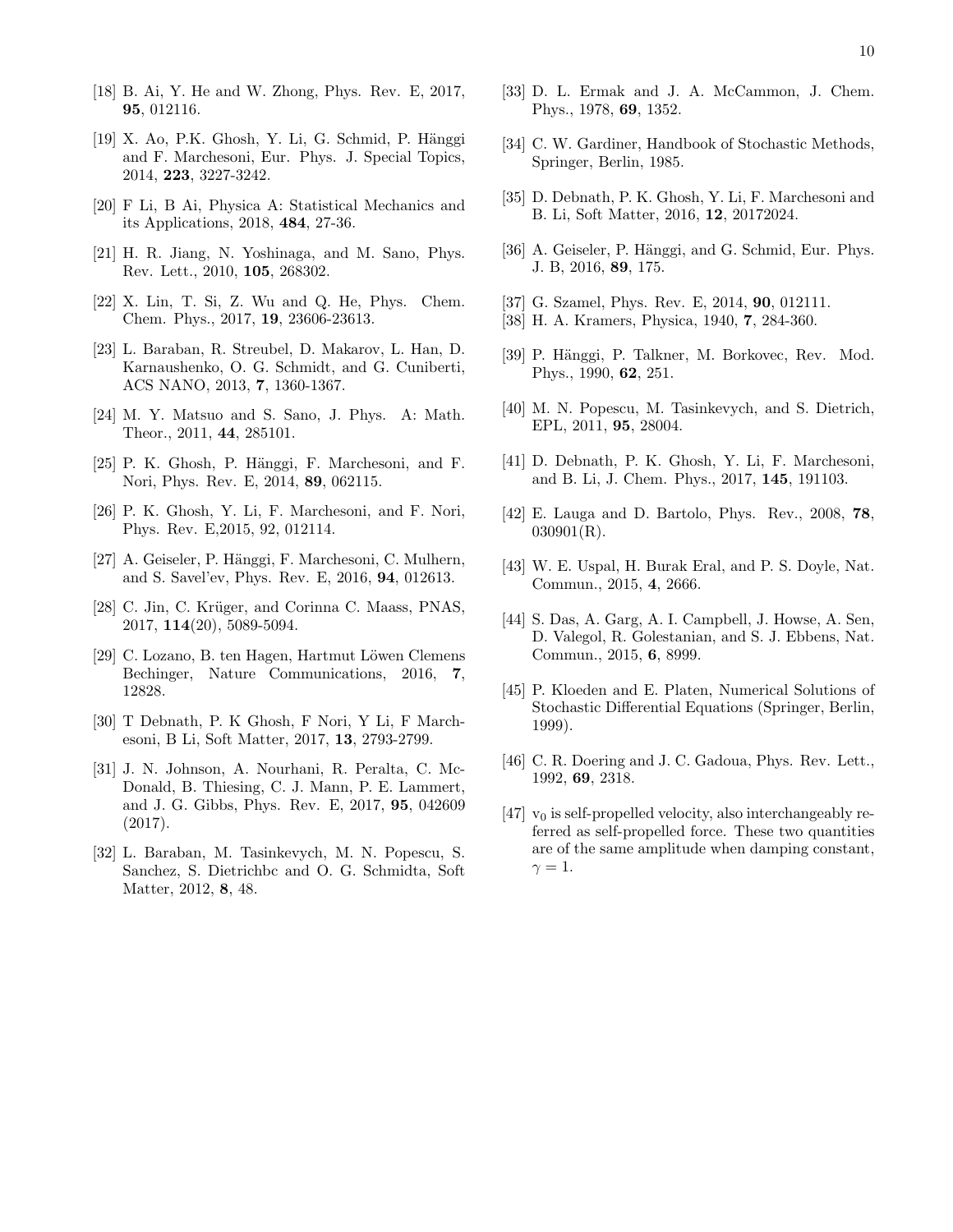[18] B. Ai, Y. He and W. Zhong, Phys. Rev. E, 2017, **95**, 012116.

[19] X. Ao, P.K. Ghosh, Y. Li, G. Schmid, P. Hänggi and F. Marchesoni, Eur. Phys. J. Special Topics, 2014, **223**, 3227-3242.

[20] F Li, B Ai, Physica A: Statistical Mechanics and its Applications, 2018, **484**, 27-36.

[21] H. R. Jiang, N. Yoshinaga, and M. Sano, Phys. Rev. Lett., 2010, **105**, 268302.

[22] X. Lin, T. Si, Z. Wu and Q. He, Phys. Chem. Chem. Phys., 2017, **19**, 23606-23613.

[23] L. Baraban, R. Streubel, D. Makarov, L. Han, D. Karnaushenko, O. G. Schmidt, and G. Cuniberti, ACS NANO, 2013, **7**, 1360-1367.

[24] M. Y. Matsuo and S. Sano, J. Phys. A: Math. Theor., 2011, **44**, 285101.

[25] P. K. Ghosh, P. Hänggi, F. Marchesoni, and F. Nori, Phys. Rev. E, 2014, **89**, 062115.

[26] P. K. Ghosh, Y. Li, F. Marchesoni, and F. Nori, Phys. Rev. E,2015, 92, 012114.

[27] A. Geiseler, P. Hänggi, F. Marchesoni, C. Mulhern, and S. Savel'ev, Phys. Rev. E, 2016, **94**, 012613.

[28] C. Jin, C. Krüger, and Corinna C. Maass, PNAS, 2017, **114**(20), 5089-5094.

[29] C. Lozano, B. ten Hagen, Hartmut Löwen Clemens Bechinger, Nature Communications, 2016, **7**, 12828.

[30] T Debnath, P. K Ghosh, F Nori, Y Li, F Marchesoni, B Li, Soft Matter, 2017, **13**, 2793-2799.

[31] J. N. Johnson, A. Nourhani, R. Peralta, C. McDonald, B. Thiesing, C. J. Mann, P. E. Lammert, and J. G. Gibbs, Phys. Rev. E, 2017, **95**, 042609 (2017).

[32] L. Baraban, M. Tasinkevych, M. N. Popescu, S. Sanchez, S. Dietrichbc and O. G. Schmidta, Soft Matter, 2012, **8**, 48.

[33] D. L. Ermak and J. A. McCammon, J. Chem. Phys., 1978, **69**, 1352.

[34] C. W. Gardiner, Handbook of Stochastic Methods, Springer, Berlin, 1985.

[35] D. Debnath, P. K. Ghosh, Y. Li, F. Marchesoni and B. Li, Soft Matter, 2016, **12**, 20172024.

[36] A. Geiseler, P. Hänggi, and G. Schmid, Eur. Phys. J. B, 2016, **89**, 175.

[37] G. Szamel, Phys. Rev. E, 2014, **90**, 012111.

[38] H. A. Kramers, Physica, 1940, **7**, 284-360.

[39] P. Hänggi, P. Talkner, M. Borkovec, Rev. Mod. Phys., 1990, **62**, 251.

[40] M. N. Popescu, M. Tasinkevych, and S. Dietrich, EPL, 2011, **95**, 28004.

[41] D. Debnath, P. K. Ghosh, Y. Li, F. Marchesoni, and B. Li, J. Chem. Phys., 2017, **145**, 191103.

[42] E. Lauga and D. Bartolo, Phys. Rev., 2008, **78**, 030901(R).

[43] W. E. Uspal, H. Burak Eral, and P. S. Doyle, Nat. Commun., 2015, **4**, 2666.

[44] S. Das, A. Garg, A. I. Campbell, J. Howse, A. Sen, D. Valegol, R. Golestanian, and S. J. Ebbens, Nat. Commun., 2015, **6**, 8999.

[45] P. Kloeden and E. Platen, Numerical Solutions of Stochastic Differential Equations (Springer, Berlin, 1999).

[46] C. R. Doering and J. C. Gadoua, Phys. Rev. Lett., 1992, **69**, 2318.

[47] $v_0$ is self-propelled velocity, also interchangeably referred as self-propelled force. These two quantities are of the same amplitude when damping constant, $\gamma = 1$.